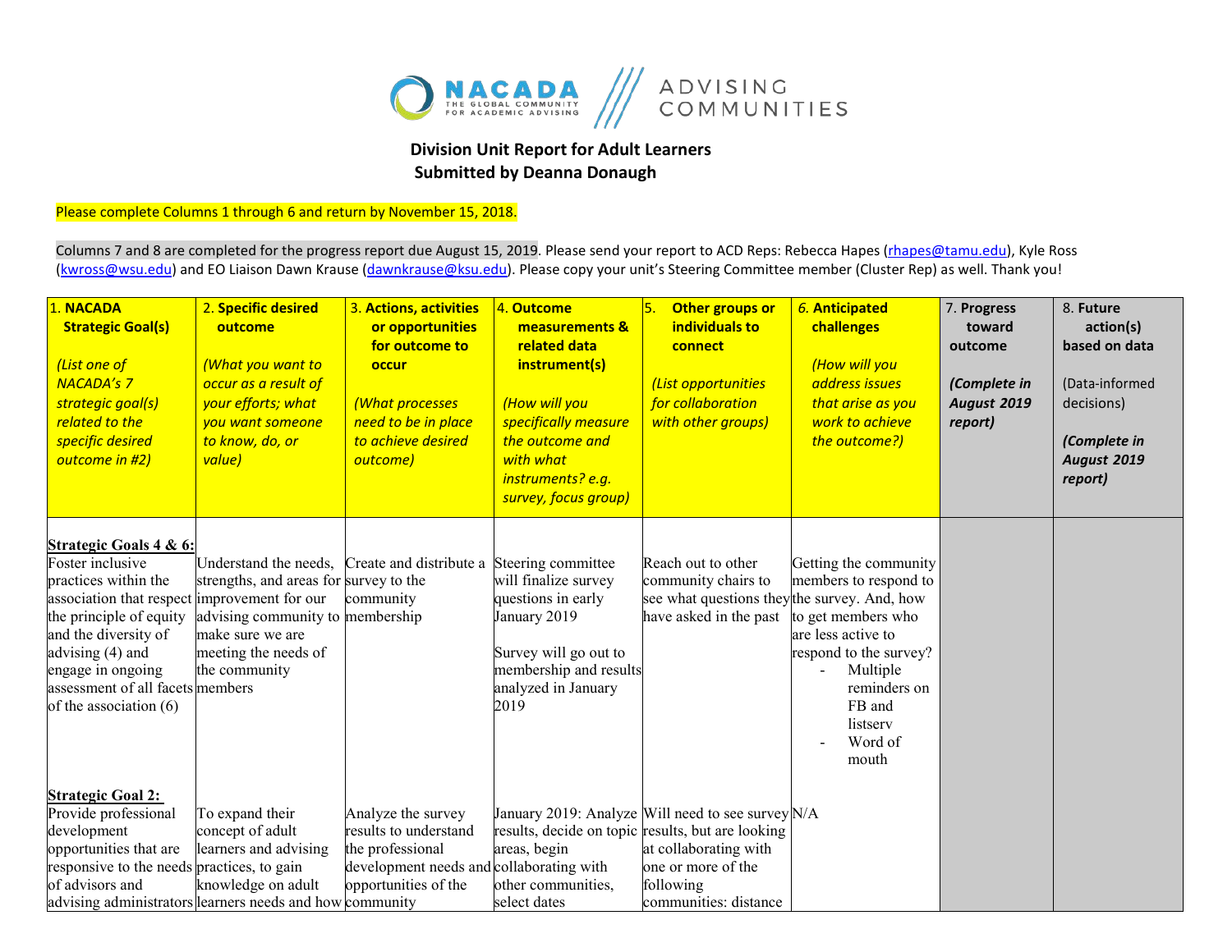**Division Unit Report for Adult Learners**
**Submitted by Deanna Donaugh**

Please complete Columns 1 through 6 and return by November 15, 2018.

Columns 7 and 8 are completed for the progress report due August 15, 2019. Please send your report to ACD Reps: Rebecca Hapes (rhapes@tamu.edu), Kyle Ross (kwross@wsu.edu) and EO Liaison Dawn Krause (dawnkrause@ksu.edu). Please copy your unit's Steering Committee member (Cluster Rep) as well. Thank you!

| 1. **NACADA Strategic Goal(s)** *(List one of NACADA's 7 strategic goal(s) related to the specific desired outcome in #2)* | 2. **Specific desired outcome** *(What you want to occur as a result of your efforts; what you want someone to know, do, or value)* | 3. **Actions, activities or opportunities for outcome to occur** *(What processes need to be in place to achieve desired outcome)* | 4. **Outcome measurements & related data instrument(s)** *(How will you specifically measure the outcome and with what instruments? e.g. survey, focus group)* | 5. **Other groups or individuals to connect** *(List opportunities for collaboration with other groups)* | 6. **Anticipated challenges** *(How will you address issues that arise as you work to achieve the outcome?)* | 7. Progress toward outcome ***(Complete in August 2019 report)*** | 8. **Future action(s) based on data** (Data-informed decisions) ***(Complete in August 2019 report)*** |
|---|---|---|---|---|---|---|---|
| **Strategic Goals 4 & 6:** Foster inclusive practices within the association that respect the principle of equity and the diversity of advising (4) and engage in ongoing assessment of all facets of the association (6) | Understand the needs, strengths, and areas for improvement for our advising community to make sure we are meeting the needs of the community members | Create and distribute a survey to the community membership | Steering committee will finalize survey questions in early January 2019<br><br>Survey will go out to membership and results analyzed in January 2019 | Reach out to other community chairs to see what questions they have asked in the past | Getting the community members to respond to the survey. And, how to get members who are less active to respond to the survey?<br>- Multiple reminders on FB and listserv<br>- Word of mouth | | |
| **Strategic Goal 2:** Provide professional development opportunities that are responsive to the needs of advisors and advising administrators | To expand their concept of adult learners and advising practices, to gain knowledge on adult learners needs and how | Analyze the survey results to understand the professional development needs and opportunities of the community | January 2019: Analyze results, decide on topic areas, begin collaborating with other communities, select dates | Will need to see survey results, but are looking at collaborating with one or more of the following communities: distance | N/A | | |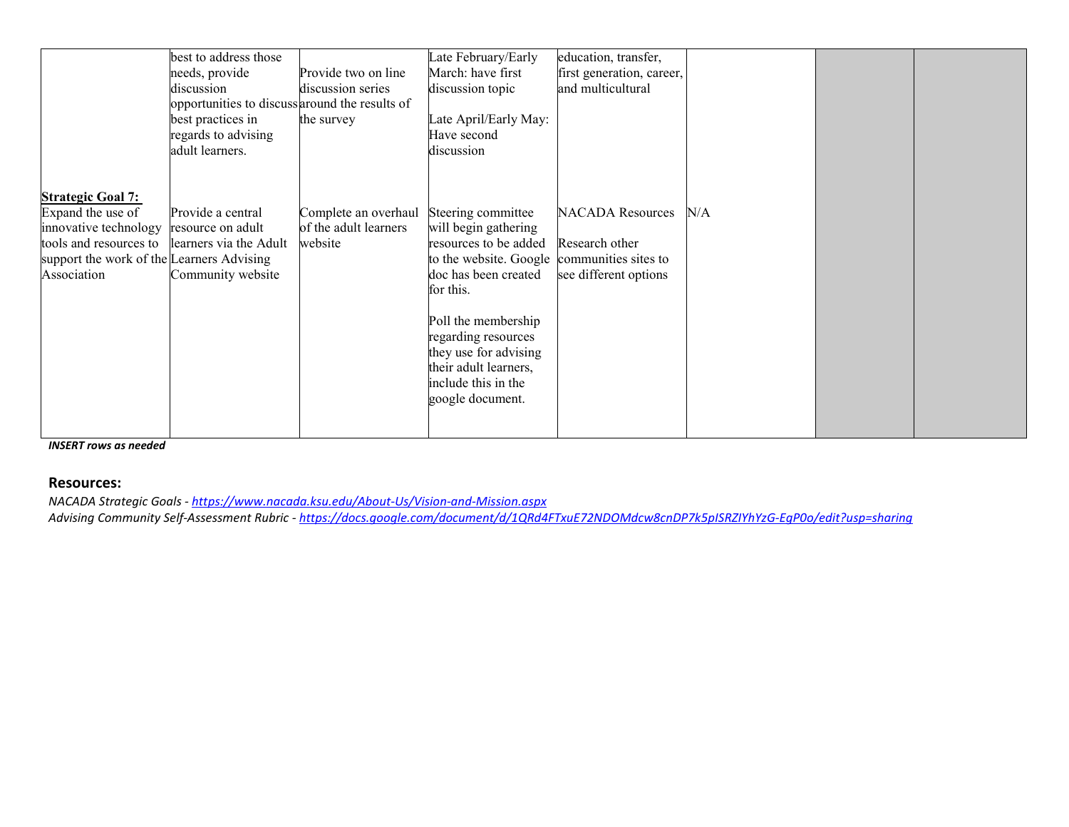| | | | | | | | |
|---|---|---|---|---|---|---|---|
| | best to address those needs, provide discussion opportunities to discuss best practices in regards to advising adult learners. | Provide two on line discussion series around the results of the survey | Late February/Early March: have first discussion topic<br><br>Late April/Early May: Have second discussion | education, transfer, first generation, career, and multicultural | | | |
| **Strategic Goal 7:** Expand the use of innovative technology tools and resources to support the work of the Association | Provide a central resource on adult learners via the Adult Learners Advising Community website | Complete an overhaul of the adult learners website | Steering committee will begin gathering resources to be added to the website. Google doc has been created for this.<br><br>Poll the membership regarding resources they use for advising their adult learners, include this in the google document. | NACADA Resources<br><br>Research other communities sites to see different options | N/A | | |

***INSERT rows as needed***

## Resources:

*NACADA Strategic Goals - https://www.nacada.ksu.edu/About-Us/Vision-and-Mission.aspx*

*Advising Community Self-Assessment Rubric - https://docs.google.com/document/d/1QRd4FTxuE72NDOMdcw8cnDP7k5pISRZIYhYzG-EgP0o/edit?usp=sharing*